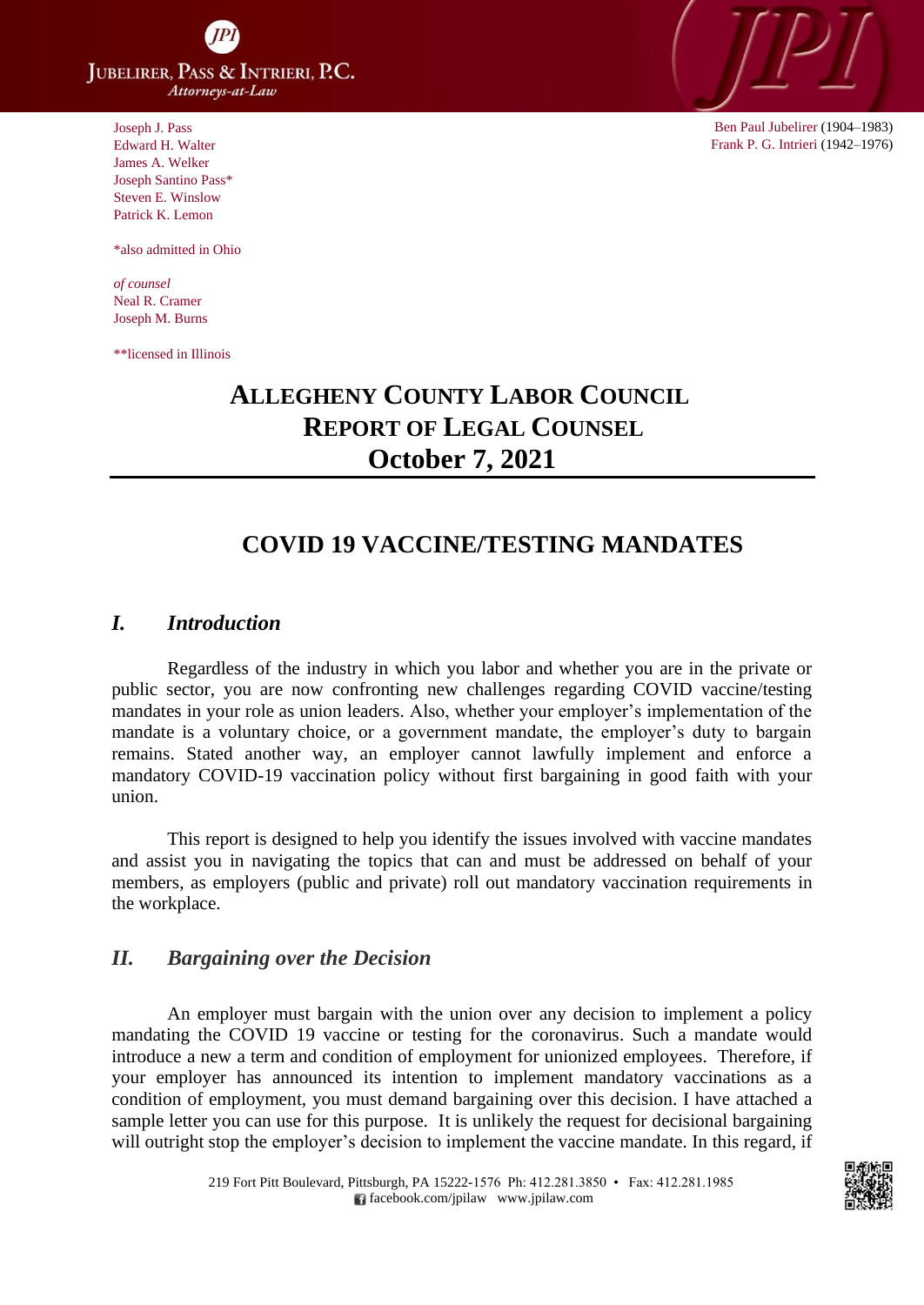JUBELIRER, PASS & INTRIERI, P.C.
*Attorneys-at-Law*

Joseph J. Pass
Edward H. Walter
James A. Welker
Joseph Santino Pass*
Steven E. Winslow
Patrick K. Lemon

*also admitted in Ohio

*of counsel*
Neal R. Cramer
Joseph M. Burns

**licensed in Illinois

Ben Paul Jubelirer (1904–1983)
Frank P. G. Intrieri (1942–1976)

# ALLEGHENY COUNTY LABOR COUNCIL
# REPORT OF LEGAL COUNSEL
# October 7, 2021

## COVID 19 VACCINE/TESTING MANDATES

### *I. Introduction*

Regardless of the industry in which you labor and whether you are in the private or public sector, you are now confronting new challenges regarding COVID vaccine/testing mandates in your role as union leaders. Also, whether your employer's implementation of the mandate is a voluntary choice, or a government mandate, the employer's duty to bargain remains. Stated another way, an employer cannot lawfully implement and enforce a mandatory COVID-19 vaccination policy without first bargaining in good faith with your union.

This report is designed to help you identify the issues involved with vaccine mandates and assist you in navigating the topics that can and must be addressed on behalf of your members, as employers (public and private) roll out mandatory vaccination requirements in the workplace.

### *II. Bargaining over the Decision*

An employer must bargain with the union over any decision to implement a policy mandating the COVID 19 vaccine or testing for the coronavirus. Such a mandate would introduce a new a term and condition of employment for unionized employees. Therefore, if your employer has announced its intention to implement mandatory vaccinations as a condition of employment, you must demand bargaining over this decision. I have attached a sample letter you can use for this purpose. It is unlikely the request for decisional bargaining will outright stop the employer's decision to implement the vaccine mandate. In this regard, if

219 Fort Pitt Boulevard, Pittsburgh, PA 15222-1576 Ph: 412.281.3850 • Fax: 412.281.1985
facebook.com/jpilaw www.jpilaw.com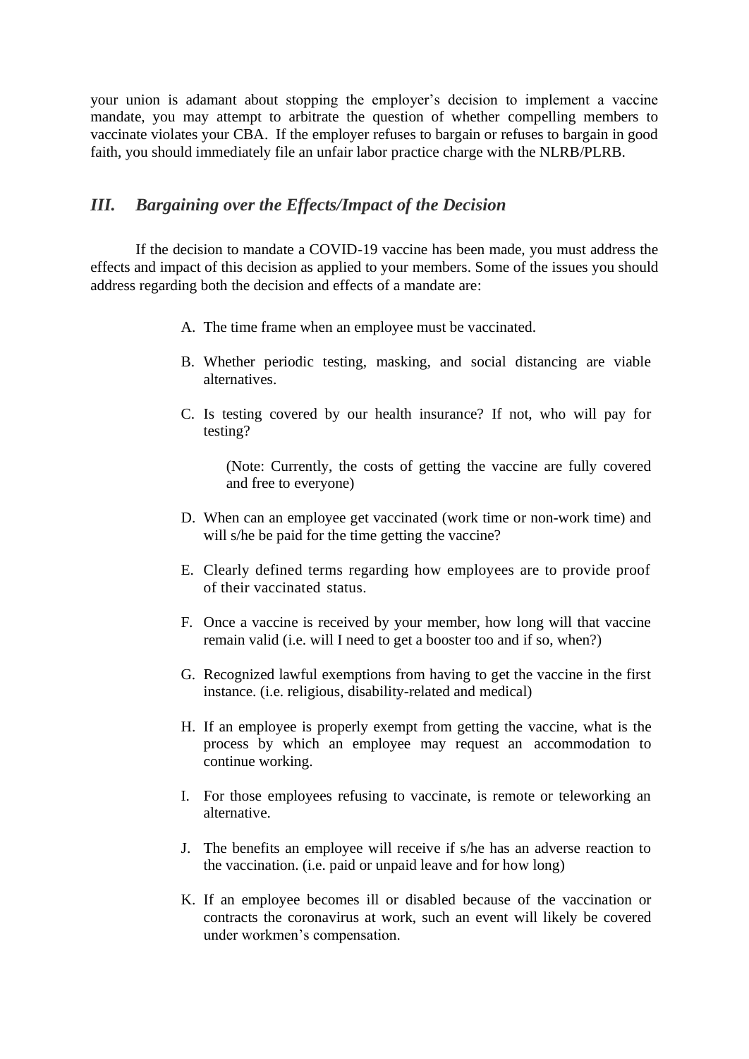your union is adamant about stopping the employer's decision to implement a vaccine mandate, you may attempt to arbitrate the question of whether compelling members to vaccinate violates your CBA. If the employer refuses to bargain or refuses to bargain in good faith, you should immediately file an unfair labor practice charge with the NLRB/PLRB.

## *III. Bargaining over the Effects/Impact of the Decision*

If the decision to mandate a COVID-19 vaccine has been made, you must address the effects and impact of this decision as applied to your members. Some of the issues you should address regarding both the decision and effects of a mandate are:

A. The time frame when an employee must be vaccinated.

B. Whether periodic testing, masking, and social distancing are viable alternatives.

C. Is testing covered by our health insurance? If not, who will pay for testing?

   (Note: Currently, the costs of getting the vaccine are fully covered and free to everyone)

D. When can an employee get vaccinated (work time or non-work time) and will s/he be paid for the time getting the vaccine?

E. Clearly defined terms regarding how employees are to provide proof of their vaccinated status.

F. Once a vaccine is received by your member, how long will that vaccine remain valid (i.e. will I need to get a booster too and if so, when?)

G. Recognized lawful exemptions from having to get the vaccine in the first instance. (i.e. religious, disability-related and medical)

H. If an employee is properly exempt from getting the vaccine, what is the process by which an employee may request an accommodation to continue working.

I. For those employees refusing to vaccinate, is remote or teleworking an alternative.

J. The benefits an employee will receive if s/he has an adverse reaction to the vaccination. (i.e. paid or unpaid leave and for how long)

K. If an employee becomes ill or disabled because of the vaccination or contracts the coronavirus at work, such an event will likely be covered under workmen's compensation.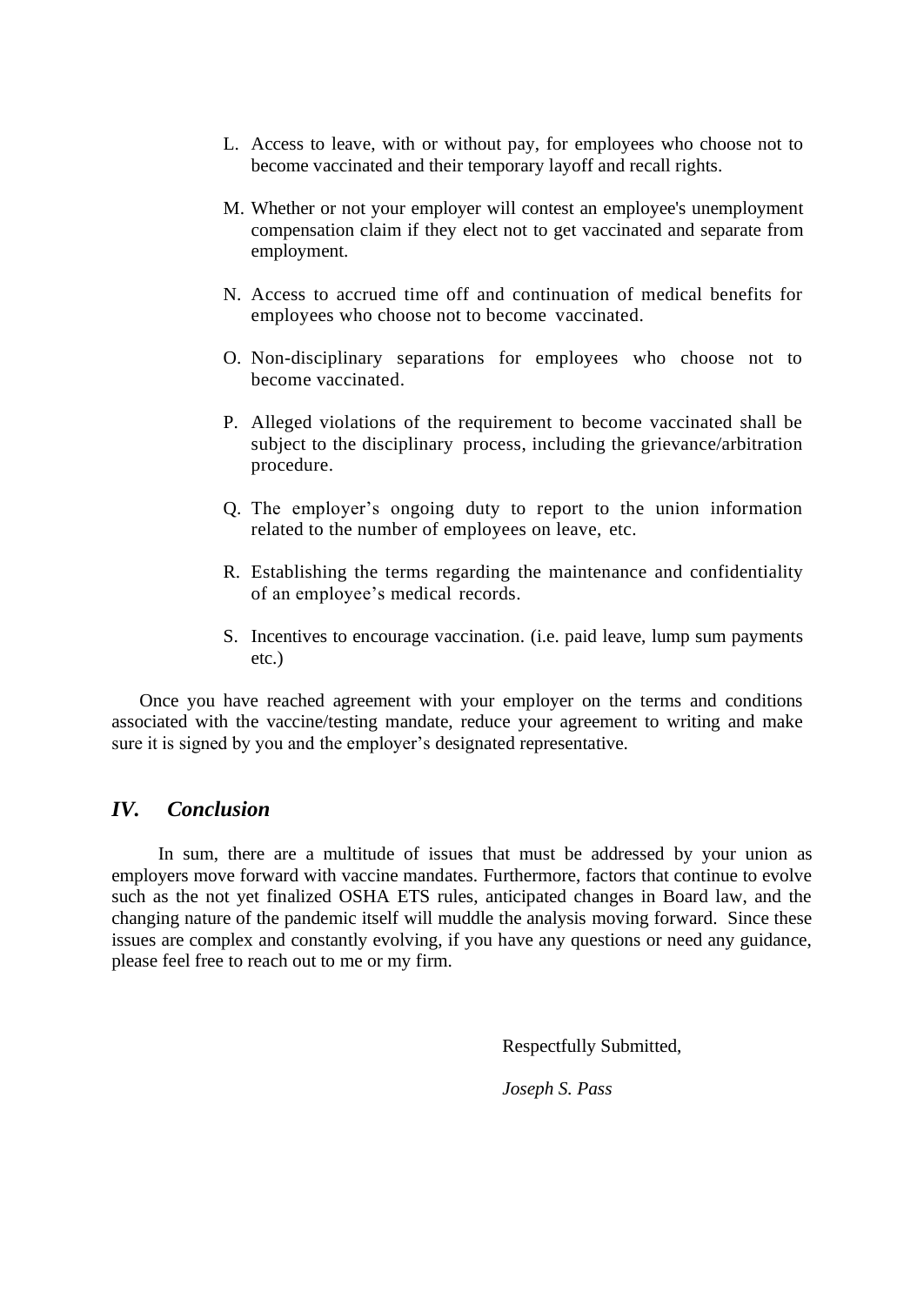L. Access to leave, with or without pay, for employees who choose not to become vaccinated and their temporary layoff and recall rights.

M. Whether or not your employer will contest an employee's unemployment compensation claim if they elect not to get vaccinated and separate from employment.

N. Access to accrued time off and continuation of medical benefits for employees who choose not to become vaccinated.

O. Non-disciplinary separations for employees who choose not to become vaccinated.

P. Alleged violations of the requirement to become vaccinated shall be subject to the disciplinary process, including the grievance/arbitration procedure.

Q. The employer's ongoing duty to report to the union information related to the number of employees on leave, etc.

R. Establishing the terms regarding the maintenance and confidentiality of an employee's medical records.

S. Incentives to encourage vaccination. (i.e. paid leave, lump sum payments etc.)

Once you have reached agreement with your employer on the terms and conditions associated with the vaccine/testing mandate, reduce your agreement to writing and make sure it is signed by you and the employer's designated representative.

## *IV. Conclusion*

In sum, there are a multitude of issues that must be addressed by your union as employers move forward with vaccine mandates. Furthermore, factors that continue to evolve such as the not yet finalized OSHA ETS rules, anticipated changes in Board law, and the changing nature of the pandemic itself will muddle the analysis moving forward. Since these issues are complex and constantly evolving, if you have any questions or need any guidance, please feel free to reach out to me or my firm.

Respectfully Submitted,

*Joseph S. Pass*